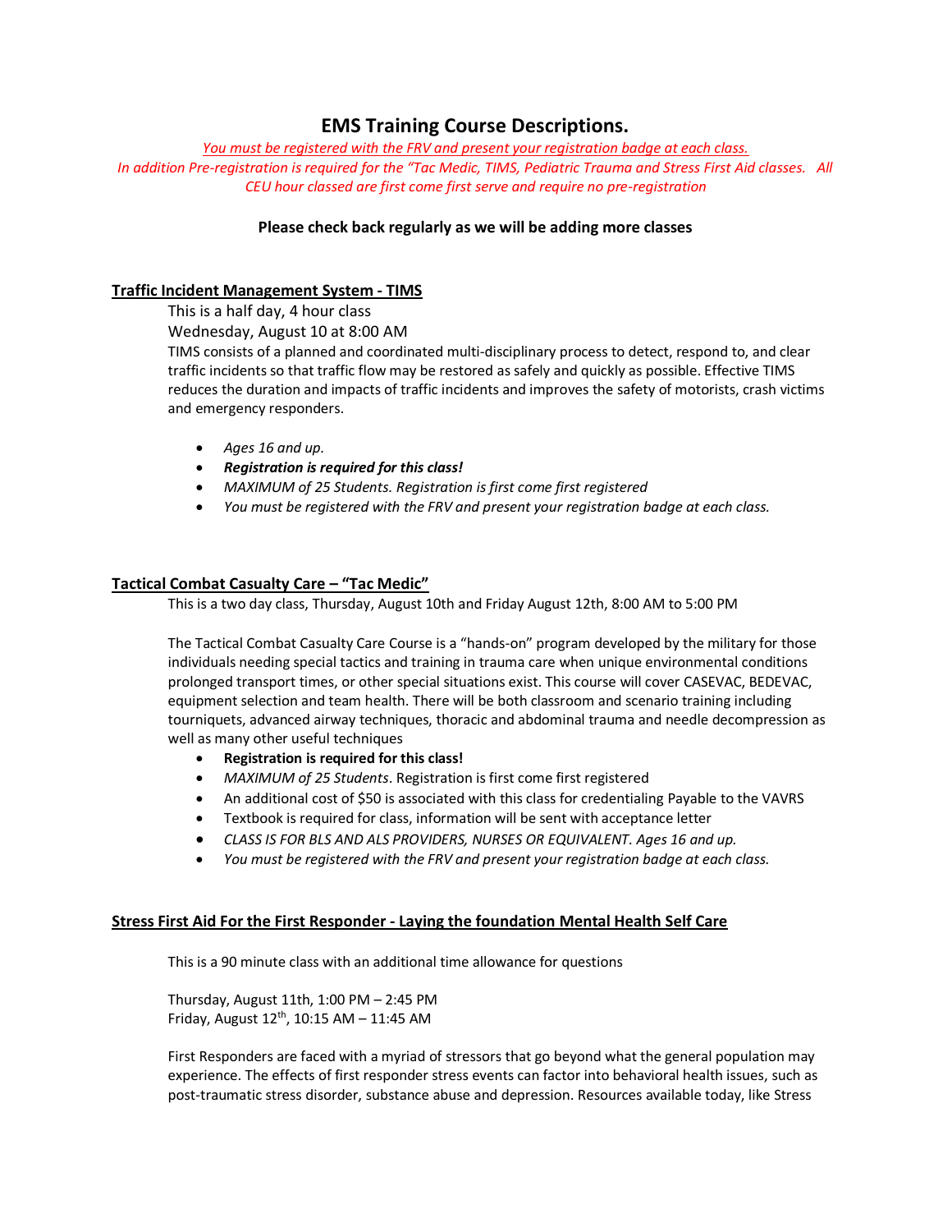# EMS Training Course Descriptions.

*You must be registered with the FRV and present your registration badge at each class.*

*In addition Pre-registration is required for the "Tac Medic, TIMS, Pediatric Trauma and Stress First Aid classes. All CEU hour classed are first come first serve and require no pre-registration*

**Please check back regularly as we will be adding more classes**

## Traffic Incident Management System - TIMS

This is a half day, 4 hour class

Wednesday, August 10 at 8:00 AM

TIMS consists of a planned and coordinated multi-disciplinary process to detect, respond to, and clear traffic incidents so that traffic flow may be restored as safely and quickly as possible. Effective TIMS reduces the duration and impacts of traffic incidents and improves the safety of motorists, crash victims and emergency responders.

- *Ages 16 and up.*
- ***Registration is required for this class!***
- *MAXIMUM of 25 Students. Registration is first come first registered*
- *You must be registered with the FRV and present your registration badge at each class.*

## Tactical Combat Casualty Care – "Tac Medic"

This is a two day class, Thursday, August 10th and Friday August 12th, 8:00 AM to 5:00 PM

The Tactical Combat Casualty Care Course is a "hands-on" program developed by the military for those individuals needing special tactics and training in trauma care when unique environmental conditions prolonged transport times, or other special situations exist. This course will cover CASEVAC, BEDEVAC, equipment selection and team health. There will be both classroom and scenario training including tourniquets, advanced airway techniques, thoracic and abdominal trauma and needle decompression as well as many other useful techniques

- **Registration is required for this class!**
- *MAXIMUM of 25 Students*. Registration is first come first registered
- An additional cost of $50 is associated with this class for credentialing Payable to the VAVRS
- Textbook is required for class, information will be sent with acceptance letter
- *CLASS IS FOR BLS AND ALS PROVIDERS, NURSES OR EQUIVALENT. Ages 16 and up.*
- *You must be registered with the FRV and present your registration badge at each class.*

## Stress First Aid For the First Responder - Laying the foundation Mental Health Self Care

This is a 90 minute class with an additional time allowance for questions

Thursday, August 11th, 1:00 PM – 2:45 PM
Friday, August 12th, 10:15 AM – 11:45 AM

First Responders are faced with a myriad of stressors that go beyond what the general population may experience. The effects of first responder stress events can factor into behavioral health issues, such as post-traumatic stress disorder, substance abuse and depression. Resources available today, like Stress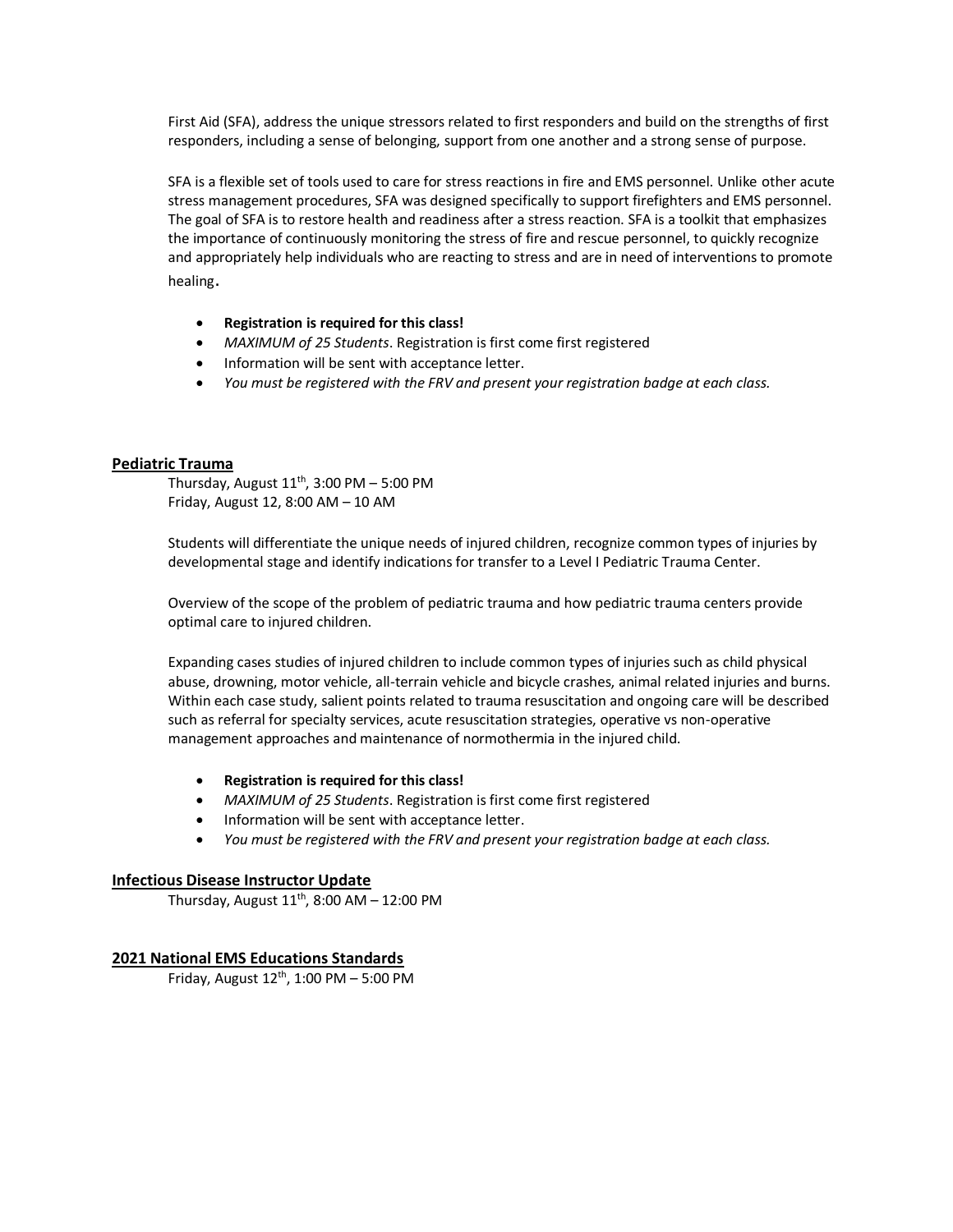First Aid (SFA), address the unique stressors related to first responders and build on the strengths of first responders, including a sense of belonging, support from one another and a strong sense of purpose.

SFA is a flexible set of tools used to care for stress reactions in fire and EMS personnel. Unlike other acute stress management procedures, SFA was designed specifically to support firefighters and EMS personnel. The goal of SFA is to restore health and readiness after a stress reaction. SFA is a toolkit that emphasizes the importance of continuously monitoring the stress of fire and rescue personnel, to quickly recognize and appropriately help individuals who are reacting to stress and are in need of interventions to promote healing.

- **Registration is required for this class!**
- *MAXIMUM of 25 Students*. Registration is first come first registered
- Information will be sent with acceptance letter.
- *You must be registered with the FRV and present your registration badge at each class.*

## Pediatric Trauma

Thursday, August 11th, 3:00 PM – 5:00 PM
Friday, August 12, 8:00 AM – 10 AM

Students will differentiate the unique needs of injured children, recognize common types of injuries by developmental stage and identify indications for transfer to a Level I Pediatric Trauma Center.

Overview of the scope of the problem of pediatric trauma and how pediatric trauma centers provide optimal care to injured children.

Expanding cases studies of injured children to include common types of injuries such as child physical abuse, drowning, motor vehicle, all-terrain vehicle and bicycle crashes, animal related injuries and burns. Within each case study, salient points related to trauma resuscitation and ongoing care will be described such as referral for specialty services, acute resuscitation strategies, operative vs non-operative management approaches and maintenance of normothermia in the injured child.

- **Registration is required for this class!**
- *MAXIMUM of 25 Students*. Registration is first come first registered
- Information will be sent with acceptance letter.
- *You must be registered with the FRV and present your registration badge at each class.*

## Infectious Disease Instructor Update

Thursday, August 11th, 8:00 AM – 12:00 PM

## 2021 National EMS Educations Standards

Friday, August 12th, 1:00 PM – 5:00 PM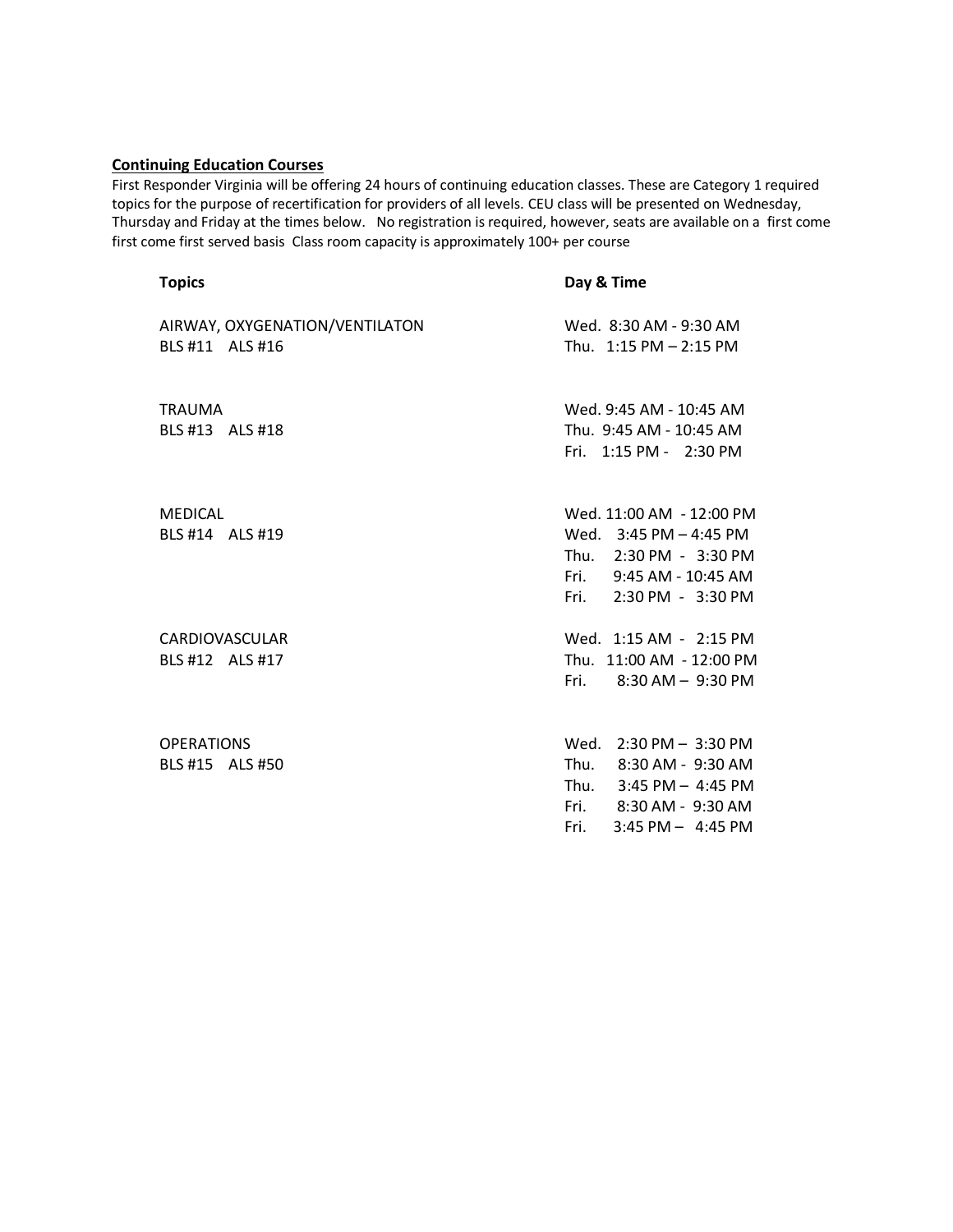**Continuing Education Courses**

First Responder Virginia will be offering 24 hours of continuing education classes. These are Category 1 required topics for the purpose of recertification for providers of all levels. CEU class will be presented on Wednesday, Thursday and Friday at the times below. No registration is required, however, seats are available on a first come first come first served basis Class room capacity is approximately 100+ per course

| **Topics** | **Day & Time** |
|---|---|
| AIRWAY, OXYGENATION/VENTILATON<br>BLS #11 ALS #16 | Wed. 8:30 AM - 9:30 AM<br>Thu. 1:15 PM – 2:15 PM |
| TRAUMA<br>BLS #13 ALS #18 | Wed. 9:45 AM - 10:45 AM<br>Thu. 9:45 AM - 10:45 AM<br>Fri. 1:15 PM - 2:30 PM |
| MEDICAL<br>BLS #14 ALS #19 | Wed. 11:00 AM - 12:00 PM<br>Wed. 3:45 PM – 4:45 PM<br>Thu. 2:30 PM - 3:30 PM<br>Fri. 9:45 AM - 10:45 AM<br>Fri. 2:30 PM - 3:30 PM |
| CARDIOVASCULAR<br>BLS #12 ALS #17 | Wed. 1:15 AM - 2:15 PM<br>Thu. 11:00 AM - 12:00 PM<br>Fri. 8:30 AM – 9:30 PM |
| OPERATIONS<br>BLS #15 ALS #50 | Wed. 2:30 PM – 3:30 PM<br>Thu. 8:30 AM - 9:30 AM<br>Thu. 3:45 PM – 4:45 PM<br>Fri. 8:30 AM - 9:30 AM<br>Fri. 3:45 PM – 4:45 PM |